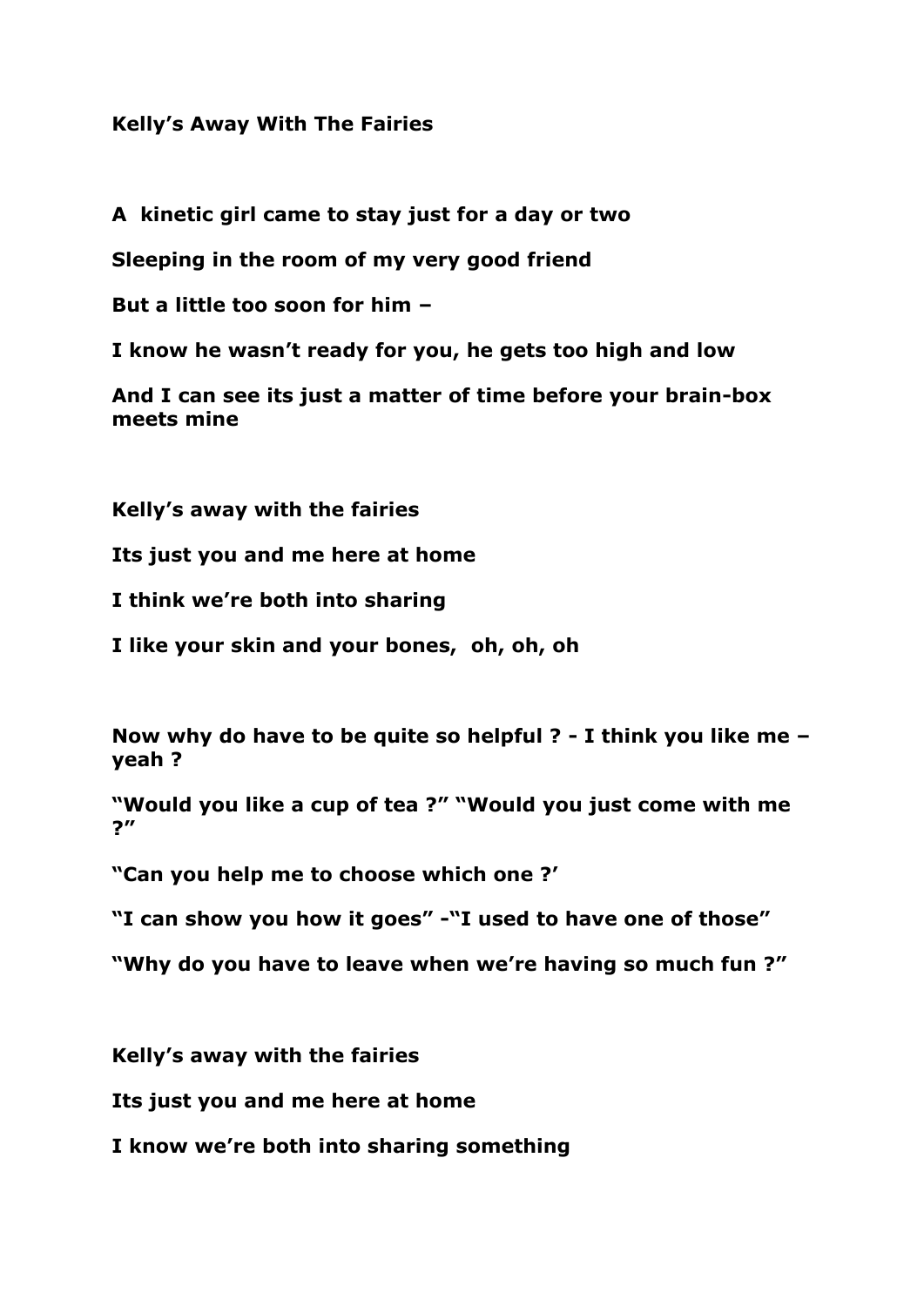**Kelly's Away With The Fairies**

**A kinetic girl came to stay just for a day or two**

**Sleeping in the room of my very good friend**

**But a little too soon for him –**

**I know he wasn't ready for you, he gets too high and low**

**And I can see its just a matter of time before your brain-box meets mine**

**Kelly's away with the fairies**

**Its just you and me here at home**

**I think we're both into sharing**

**I like your skin and your bones, oh, oh, oh**

**Now why do have to be quite so helpful ? - I think you like me – yeah ?**

**"Would you like a cup of tea ?" "Would you just come with me ?"**

**"Can you help me to choose which one ?'**

**"I can show you how it goes" -"I used to have one of those"**

**"Why do you have to leave when we're having so much fun ?"**

**Kelly's away with the fairies**

**Its just you and me here at home**

**I know we're both into sharing something**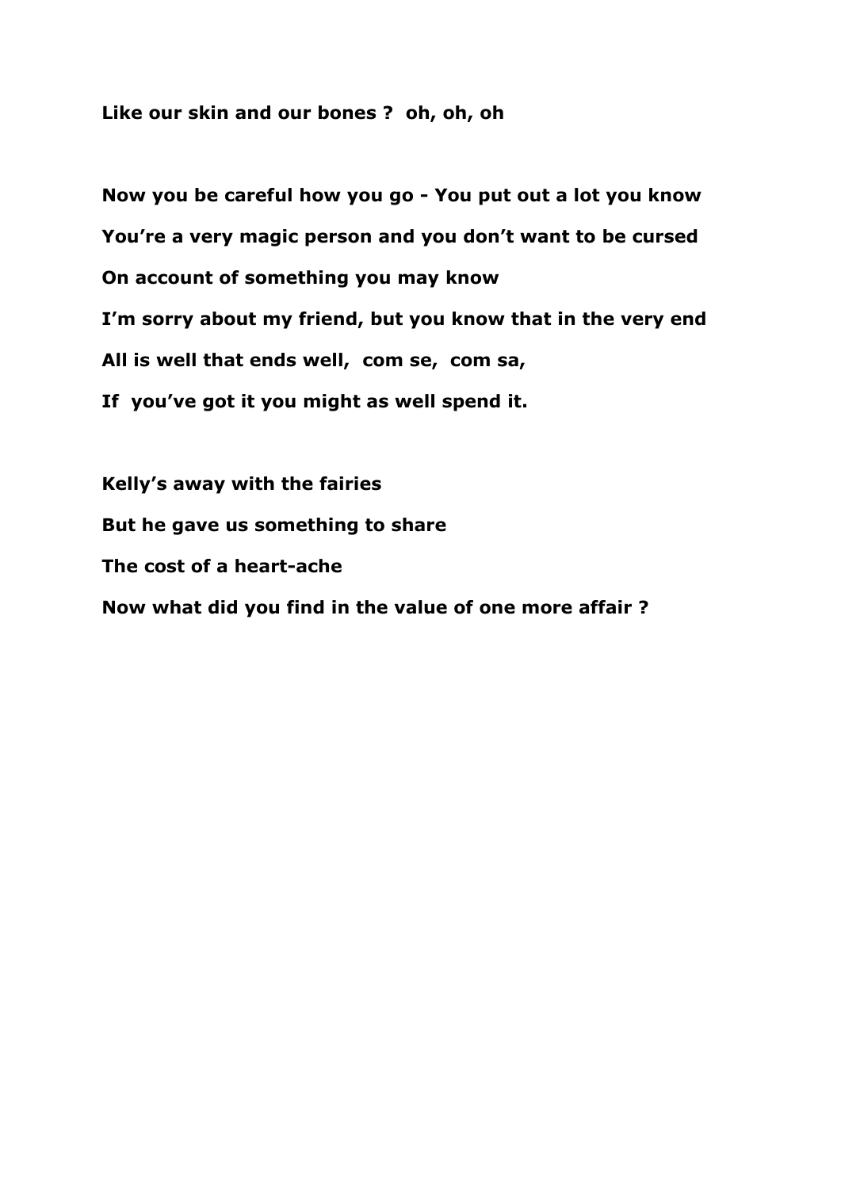**Like our skin and our bones ?  oh, oh, oh**

**Now you be careful how you go - You put out a lot you know**

**You're a very magic person and you don't want to be cursed**

**On account of something you may know**

**I'm sorry about my friend, but you know that in the very end**

**All is well that ends well,  com se,  com sa,**

**If  you've got it you might as well spend it.**

**Kelly's away with the fairies**

**But he gave us something to share**

**The cost of a heart-ache**

**Now what did you find in the value of one more affair ?**